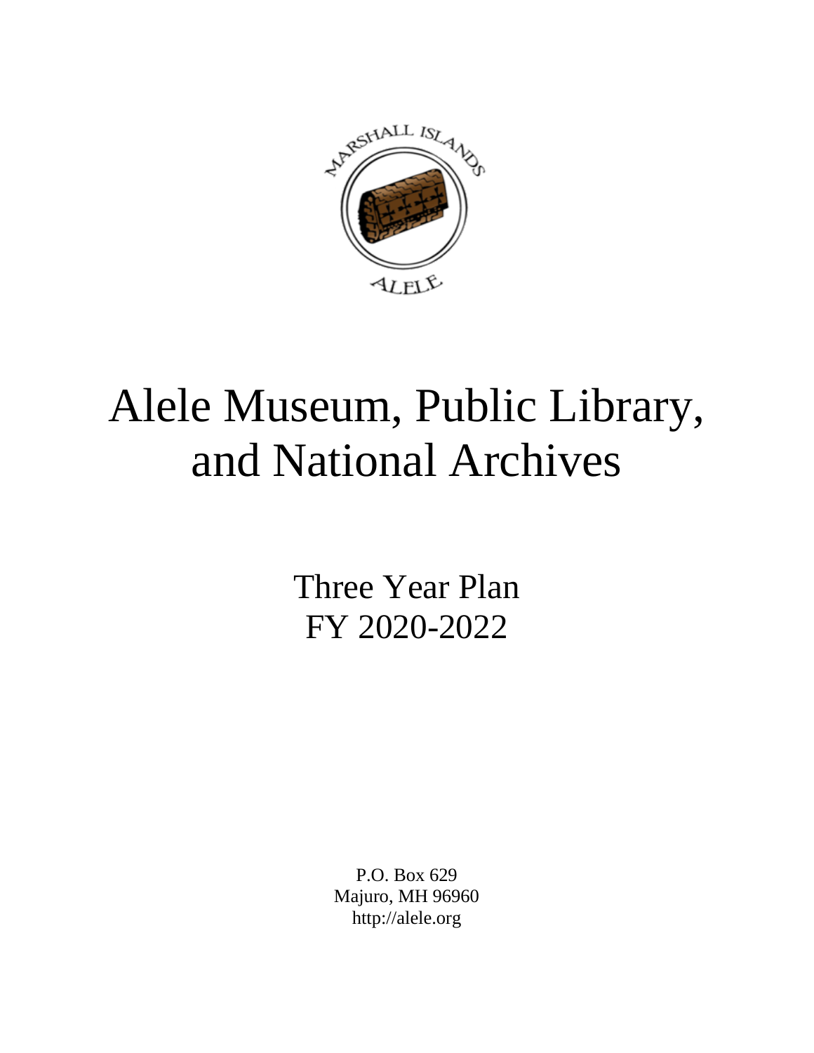# Alele Museum, Public Library, and National Archives

## Three Year Plan
## FY 2020-2022

P.O. Box 629
Majuro, MH 96960
http://alele.org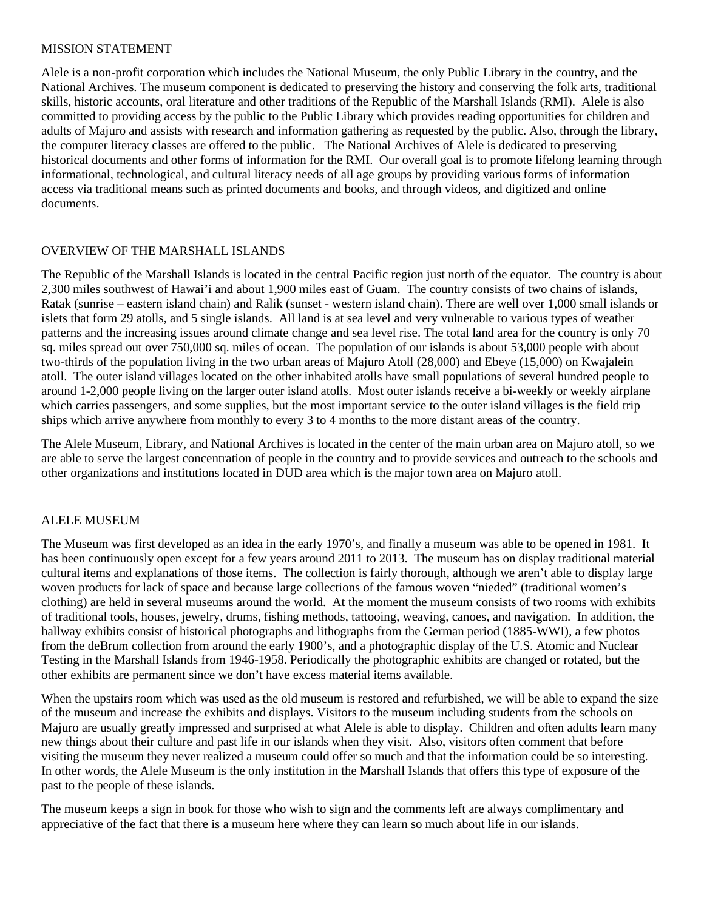## MISSION STATEMENT

Alele is a non-profit corporation which includes the National Museum, the only Public Library in the country, and the National Archives. The museum component is dedicated to preserving the history and conserving the folk arts, traditional skills, historic accounts, oral literature and other traditions of the Republic of the Marshall Islands (RMI). Alele is also committed to providing access by the public to the Public Library which provides reading opportunities for children and adults of Majuro and assists with research and information gathering as requested by the public. Also, through the library, the computer literacy classes are offered to the public. The National Archives of Alele is dedicated to preserving historical documents and other forms of information for the RMI. Our overall goal is to promote lifelong learning through informational, technological, and cultural literacy needs of all age groups by providing various forms of information access via traditional means such as printed documents and books, and through videos, and digitized and online documents.

## OVERVIEW OF THE MARSHALL ISLANDS

The Republic of the Marshall Islands is located in the central Pacific region just north of the equator. The country is about 2,300 miles southwest of Hawai'i and about 1,900 miles east of Guam. The country consists of two chains of islands, Ratak (sunrise – eastern island chain) and Ralik (sunset - western island chain). There are well over 1,000 small islands or islets that form 29 atolls, and 5 single islands. All land is at sea level and very vulnerable to various types of weather patterns and the increasing issues around climate change and sea level rise. The total land area for the country is only 70 sq. miles spread out over 750,000 sq. miles of ocean. The population of our islands is about 53,000 people with about two-thirds of the population living in the two urban areas of Majuro Atoll (28,000) and Ebeye (15,000) on Kwajalein atoll. The outer island villages located on the other inhabited atolls have small populations of several hundred people to around 1-2,000 people living on the larger outer island atolls. Most outer islands receive a bi-weekly or weekly airplane which carries passengers, and some supplies, but the most important service to the outer island villages is the field trip ships which arrive anywhere from monthly to every 3 to 4 months to the more distant areas of the country.

The Alele Museum, Library, and National Archives is located in the center of the main urban area on Majuro atoll, so we are able to serve the largest concentration of people in the country and to provide services and outreach to the schools and other organizations and institutions located in DUD area which is the major town area on Majuro atoll.

## ALELE MUSEUM

The Museum was first developed as an idea in the early 1970's, and finally a museum was able to be opened in 1981. It has been continuously open except for a few years around 2011 to 2013. The museum has on display traditional material cultural items and explanations of those items. The collection is fairly thorough, although we aren't able to display large woven products for lack of space and because large collections of the famous woven "nieded" (traditional women's clothing) are held in several museums around the world. At the moment the museum consists of two rooms with exhibits of traditional tools, houses, jewelry, drums, fishing methods, tattooing, weaving, canoes, and navigation. In addition, the hallway exhibits consist of historical photographs and lithographs from the German period (1885-WWI), a few photos from the deBrum collection from around the early 1900's, and a photographic display of the U.S. Atomic and Nuclear Testing in the Marshall Islands from 1946-1958. Periodically the photographic exhibits are changed or rotated, but the other exhibits are permanent since we don't have excess material items available.

When the upstairs room which was used as the old museum is restored and refurbished, we will be able to expand the size of the museum and increase the exhibits and displays. Visitors to the museum including students from the schools on Majuro are usually greatly impressed and surprised at what Alele is able to display. Children and often adults learn many new things about their culture and past life in our islands when they visit. Also, visitors often comment that before visiting the museum they never realized a museum could offer so much and that the information could be so interesting. In other words, the Alele Museum is the only institution in the Marshall Islands that offers this type of exposure of the past to the people of these islands.

The museum keeps a sign in book for those who wish to sign and the comments left are always complimentary and appreciative of the fact that there is a museum here where they can learn so much about life in our islands.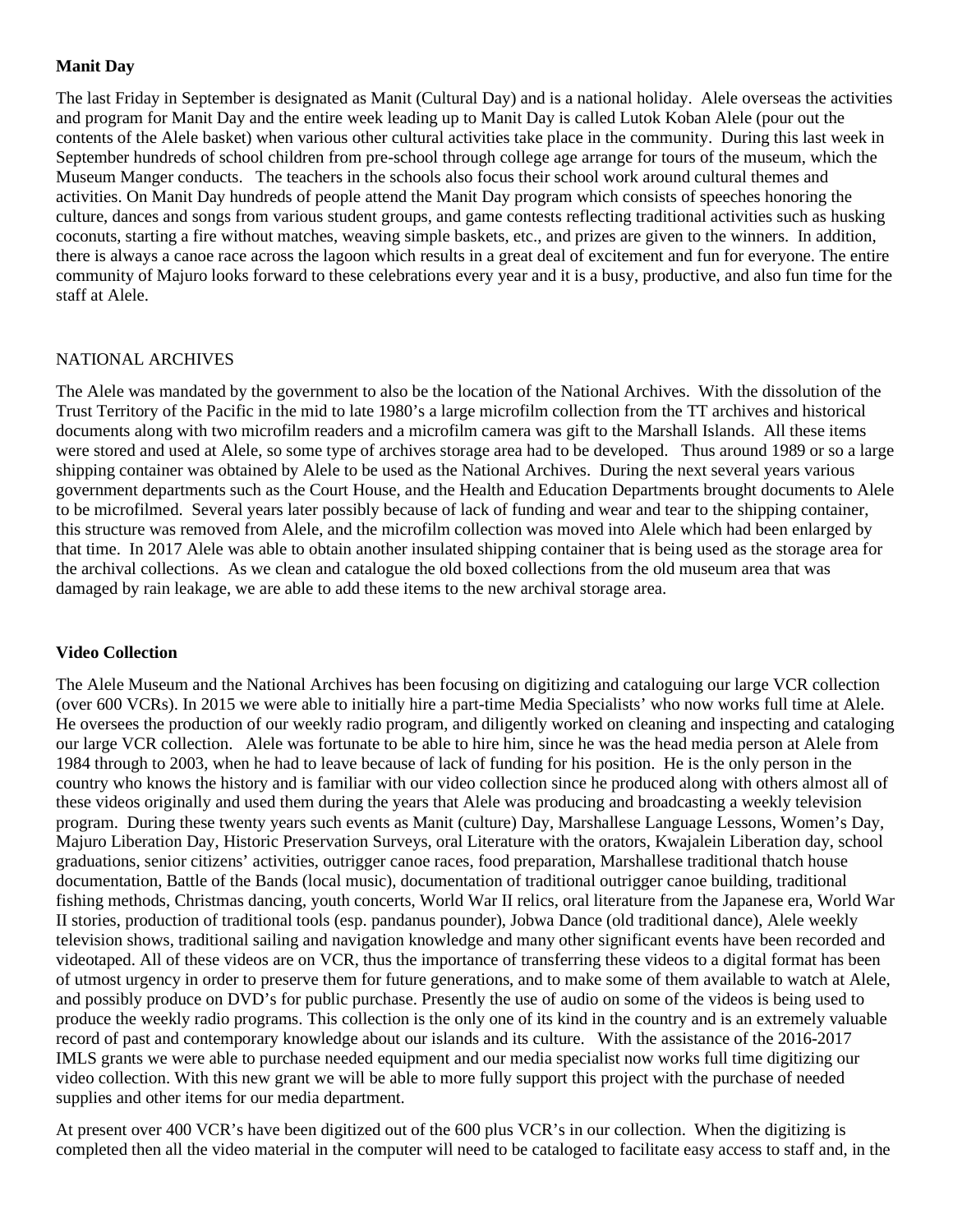**Manit Day**

The last Friday in September is designated as Manit (Cultural Day) and is a national holiday. Alele overseas the activities and program for Manit Day and the entire week leading up to Manit Day is called Lutok Koban Alele (pour out the contents of the Alele basket) when various other cultural activities take place in the community. During this last week in September hundreds of school children from pre-school through college age arrange for tours of the museum, which the Museum Manger conducts. The teachers in the schools also focus their school work around cultural themes and activities. On Manit Day hundreds of people attend the Manit Day program which consists of speeches honoring the culture, dances and songs from various student groups, and game contests reflecting traditional activities such as husking coconuts, starting a fire without matches, weaving simple baskets, etc., and prizes are given to the winners. In addition, there is always a canoe race across the lagoon which results in a great deal of excitement and fun for everyone. The entire community of Majuro looks forward to these celebrations every year and it is a busy, productive, and also fun time for the staff at Alele.

NATIONAL ARCHIVES

The Alele was mandated by the government to also be the location of the National Archives. With the dissolution of the Trust Territory of the Pacific in the mid to late 1980's a large microfilm collection from the TT archives and historical documents along with two microfilm readers and a microfilm camera was gift to the Marshall Islands. All these items were stored and used at Alele, so some type of archives storage area had to be developed. Thus around 1989 or so a large shipping container was obtained by Alele to be used as the National Archives. During the next several years various government departments such as the Court House, and the Health and Education Departments brought documents to Alele to be microfilmed. Several years later possibly because of lack of funding and wear and tear to the shipping container, this structure was removed from Alele, and the microfilm collection was moved into Alele which had been enlarged by that time. In 2017 Alele was able to obtain another insulated shipping container that is being used as the storage area for the archival collections. As we clean and catalogue the old boxed collections from the old museum area that was damaged by rain leakage, we are able to add these items to the new archival storage area.

**Video Collection**

The Alele Museum and the National Archives has been focusing on digitizing and cataloguing our large VCR collection (over 600 VCRs). In 2015 we were able to initially hire a part-time Media Specialists' who now works full time at Alele. He oversees the production of our weekly radio program, and diligently worked on cleaning and inspecting and cataloging our large VCR collection. Alele was fortunate to be able to hire him, since he was the head media person at Alele from 1984 through to 2003, when he had to leave because of lack of funding for his position. He is the only person in the country who knows the history and is familiar with our video collection since he produced along with others almost all of these videos originally and used them during the years that Alele was producing and broadcasting a weekly television program. During these twenty years such events as Manit (culture) Day, Marshallese Language Lessons, Women's Day, Majuro Liberation Day, Historic Preservation Surveys, oral Literature with the orators, Kwajalein Liberation day, school graduations, senior citizens' activities, outrigger canoe races, food preparation, Marshallese traditional thatch house documentation, Battle of the Bands (local music), documentation of traditional outrigger canoe building, traditional fishing methods, Christmas dancing, youth concerts, World War II relics, oral literature from the Japanese era, World War II stories, production of traditional tools (esp. pandanus pounder), Jobwa Dance (old traditional dance), Alele weekly television shows, traditional sailing and navigation knowledge and many other significant events have been recorded and videotaped. All of these videos are on VCR, thus the importance of transferring these videos to a digital format has been of utmost urgency in order to preserve them for future generations, and to make some of them available to watch at Alele, and possibly produce on DVD's for public purchase. Presently the use of audio on some of the videos is being used to produce the weekly radio programs. This collection is the only one of its kind in the country and is an extremely valuable record of past and contemporary knowledge about our islands and its culture. With the assistance of the 2016-2017 IMLS grants we were able to purchase needed equipment and our media specialist now works full time digitizing our video collection. With this new grant we will be able to more fully support this project with the purchase of needed supplies and other items for our media department.

At present over 400 VCR's have been digitized out of the 600 plus VCR's in our collection. When the digitizing is completed then all the video material in the computer will need to be cataloged to facilitate easy access to staff and, in the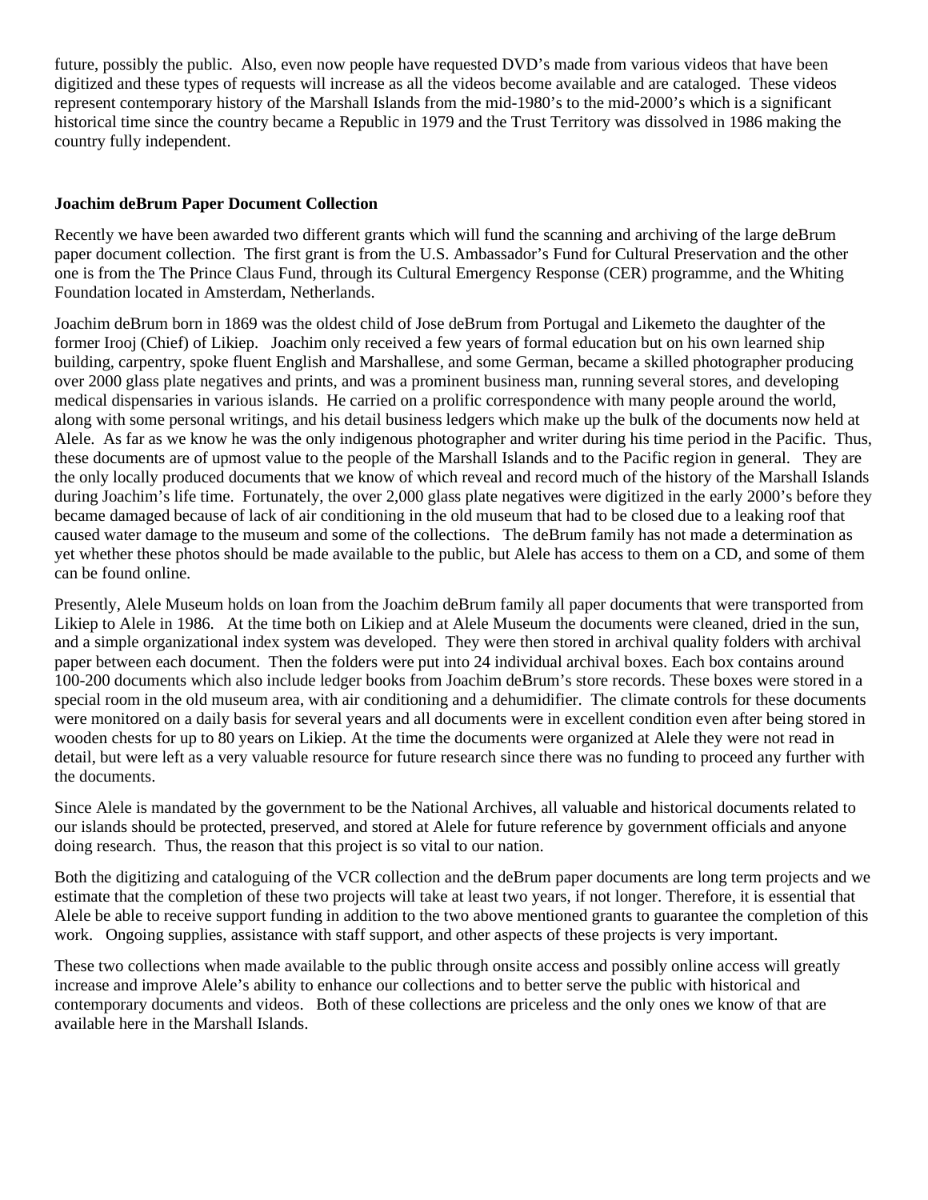future, possibly the public. Also, even now people have requested DVD's made from various videos that have been digitized and these types of requests will increase as all the videos become available and are cataloged. These videos represent contemporary history of the Marshall Islands from the mid-1980's to the mid-2000's which is a significant historical time since the country became a Republic in 1979 and the Trust Territory was dissolved in 1986 making the country fully independent.

**Joachim deBrum Paper Document Collection**

Recently we have been awarded two different grants which will fund the scanning and archiving of the large deBrum paper document collection. The first grant is from the U.S. Ambassador's Fund for Cultural Preservation and the other one is from the The Prince Claus Fund, through its Cultural Emergency Response (CER) programme, and the Whiting Foundation located in Amsterdam, Netherlands.

Joachim deBrum born in 1869 was the oldest child of Jose deBrum from Portugal and Likemeto the daughter of the former Irooj (Chief) of Likiep. Joachim only received a few years of formal education but on his own learned ship building, carpentry, spoke fluent English and Marshallese, and some German, became a skilled photographer producing over 2000 glass plate negatives and prints, and was a prominent business man, running several stores, and developing medical dispensaries in various islands. He carried on a prolific correspondence with many people around the world, along with some personal writings, and his detail business ledgers which make up the bulk of the documents now held at Alele. As far as we know he was the only indigenous photographer and writer during his time period in the Pacific. Thus, these documents are of upmost value to the people of the Marshall Islands and to the Pacific region in general. They are the only locally produced documents that we know of which reveal and record much of the history of the Marshall Islands during Joachim's life time. Fortunately, the over 2,000 glass plate negatives were digitized in the early 2000's before they became damaged because of lack of air conditioning in the old museum that had to be closed due to a leaking roof that caused water damage to the museum and some of the collections. The deBrum family has not made a determination as yet whether these photos should be made available to the public, but Alele has access to them on a CD, and some of them can be found online.

Presently, Alele Museum holds on loan from the Joachim deBrum family all paper documents that were transported from Likiep to Alele in 1986. At the time both on Likiep and at Alele Museum the documents were cleaned, dried in the sun, and a simple organizational index system was developed. They were then stored in archival quality folders with archival paper between each document. Then the folders were put into 24 individual archival boxes. Each box contains around 100-200 documents which also include ledger books from Joachim deBrum's store records. These boxes were stored in a special room in the old museum area, with air conditioning and a dehumidifier. The climate controls for these documents were monitored on a daily basis for several years and all documents were in excellent condition even after being stored in wooden chests for up to 80 years on Likiep. At the time the documents were organized at Alele they were not read in detail, but were left as a very valuable resource for future research since there was no funding to proceed any further with the documents.

Since Alele is mandated by the government to be the National Archives, all valuable and historical documents related to our islands should be protected, preserved, and stored at Alele for future reference by government officials and anyone doing research. Thus, the reason that this project is so vital to our nation.

Both the digitizing and cataloguing of the VCR collection and the deBrum paper documents are long term projects and we estimate that the completion of these two projects will take at least two years, if not longer. Therefore, it is essential that Alele be able to receive support funding in addition to the two above mentioned grants to guarantee the completion of this work. Ongoing supplies, assistance with staff support, and other aspects of these projects is very important.

These two collections when made available to the public through onsite access and possibly online access will greatly increase and improve Alele's ability to enhance our collections and to better serve the public with historical and contemporary documents and videos. Both of these collections are priceless and the only ones we know of that are available here in the Marshall Islands.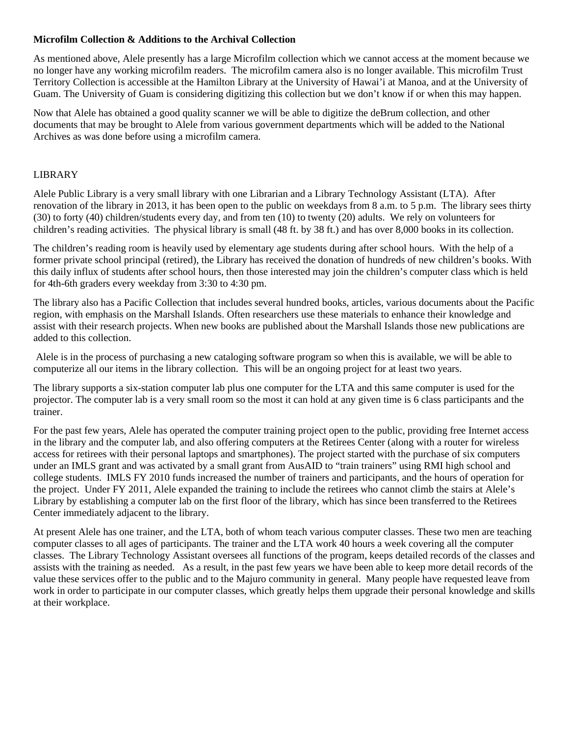**Microfilm Collection & Additions to the Archival Collection**

As mentioned above, Alele presently has a large Microfilm collection which we cannot access at the moment because we no longer have any working microfilm readers. The microfilm camera also is no longer available. This microfilm Trust Territory Collection is accessible at the Hamilton Library at the University of Hawai'i at Manoa, and at the University of Guam. The University of Guam is considering digitizing this collection but we don't know if or when this may happen.

Now that Alele has obtained a good quality scanner we will be able to digitize the deBrum collection, and other documents that may be brought to Alele from various government departments which will be added to the National Archives as was done before using a microfilm camera.

LIBRARY

Alele Public Library is a very small library with one Librarian and a Library Technology Assistant (LTA). After renovation of the library in 2013, it has been open to the public on weekdays from 8 a.m. to 5 p.m. The library sees thirty (30) to forty (40) children/students every day, and from ten (10) to twenty (20) adults. We rely on volunteers for children's reading activities. The physical library is small (48 ft. by 38 ft.) and has over 8,000 books in its collection.

The children's reading room is heavily used by elementary age students during after school hours. With the help of a former private school principal (retired), the Library has received the donation of hundreds of new children's books. With this daily influx of students after school hours, then those interested may join the children's computer class which is held for 4th-6th graders every weekday from 3:30 to 4:30 pm.

The library also has a Pacific Collection that includes several hundred books, articles, various documents about the Pacific region, with emphasis on the Marshall Islands. Often researchers use these materials to enhance their knowledge and assist with their research projects. When new books are published about the Marshall Islands those new publications are added to this collection.

Alele is in the process of purchasing a new cataloging software program so when this is available, we will be able to computerize all our items in the library collection. This will be an ongoing project for at least two years.

The library supports a six-station computer lab plus one computer for the LTA and this same computer is used for the projector. The computer lab is a very small room so the most it can hold at any given time is 6 class participants and the trainer.

For the past few years, Alele has operated the computer training project open to the public, providing free Internet access in the library and the computer lab, and also offering computers at the Retirees Center (along with a router for wireless access for retirees with their personal laptops and smartphones). The project started with the purchase of six computers under an IMLS grant and was activated by a small grant from AusAID to "train trainers" using RMI high school and college students. IMLS FY 2010 funds increased the number of trainers and participants, and the hours of operation for the project. Under FY 2011, Alele expanded the training to include the retirees who cannot climb the stairs at Alele's Library by establishing a computer lab on the first floor of the library, which has since been transferred to the Retirees Center immediately adjacent to the library.

At present Alele has one trainer, and the LTA, both of whom teach various computer classes. These two men are teaching computer classes to all ages of participants. The trainer and the LTA work 40 hours a week covering all the computer classes. The Library Technology Assistant oversees all functions of the program, keeps detailed records of the classes and assists with the training as needed. As a result, in the past few years we have been able to keep more detail records of the value these services offer to the public and to the Majuro community in general. Many people have requested leave from work in order to participate in our computer classes, which greatly helps them upgrade their personal knowledge and skills at their workplace.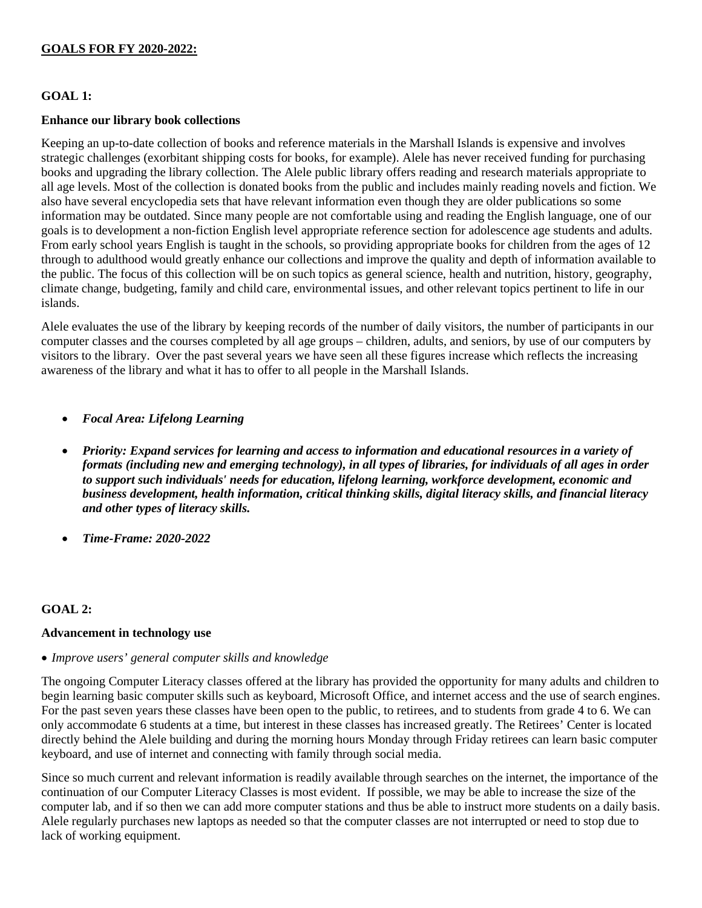**GOALS FOR FY 2020-2022:**

**GOAL 1:**

**Enhance our library book collections**

Keeping an up-to-date collection of books and reference materials in the Marshall Islands is expensive and involves strategic challenges (exorbitant shipping costs for books, for example). Alele has never received funding for purchasing books and upgrading the library collection. The Alele public library offers reading and research materials appropriate to all age levels. Most of the collection is donated books from the public and includes mainly reading novels and fiction. We also have several encyclopedia sets that have relevant information even though they are older publications so some information may be outdated. Since many people are not comfortable using and reading the English language, one of our goals is to development a non-fiction English level appropriate reference section for adolescence age students and adults. From early school years English is taught in the schools, so providing appropriate books for children from the ages of 12 through to adulthood would greatly enhance our collections and improve the quality and depth of information available to the public. The focus of this collection will be on such topics as general science, health and nutrition, history, geography, climate change, budgeting, family and child care, environmental issues, and other relevant topics pertinent to life in our islands.

Alele evaluates the use of the library by keeping records of the number of daily visitors, the number of participants in our computer classes and the courses completed by all age groups – children, adults, and seniors, by use of our computers by visitors to the library. Over the past several years we have seen all these figures increase which reflects the increasing awareness of the library and what it has to offer to all people in the Marshall Islands.

- ***Focal Area: Lifelong Learning***
- ***Priority: Expand services for learning and access to information and educational resources in a variety of formats (including new and emerging technology), in all types of libraries, for individuals of all ages in order to support such individuals' needs for education, lifelong learning, workforce development, economic and business development, health information, critical thinking skills, digital literacy skills, and financial literacy and other types of literacy skills.***
- ***Time-Frame: 2020-2022***

**GOAL 2:**

**Advancement in technology use**

- *Improve users' general computer skills and knowledge*

The ongoing Computer Literacy classes offered at the library has provided the opportunity for many adults and children to begin learning basic computer skills such as keyboard, Microsoft Office, and internet access and the use of search engines. For the past seven years these classes have been open to the public, to retirees, and to students from grade 4 to 6. We can only accommodate 6 students at a time, but interest in these classes has increased greatly. The Retirees' Center is located directly behind the Alele building and during the morning hours Monday through Friday retirees can learn basic computer keyboard, and use of internet and connecting with family through social media.

Since so much current and relevant information is readily available through searches on the internet, the importance of the continuation of our Computer Literacy Classes is most evident. If possible, we may be able to increase the size of the computer lab, and if so then we can add more computer stations and thus be able to instruct more students on a daily basis. Alele regularly purchases new laptops as needed so that the computer classes are not interrupted or need to stop due to lack of working equipment.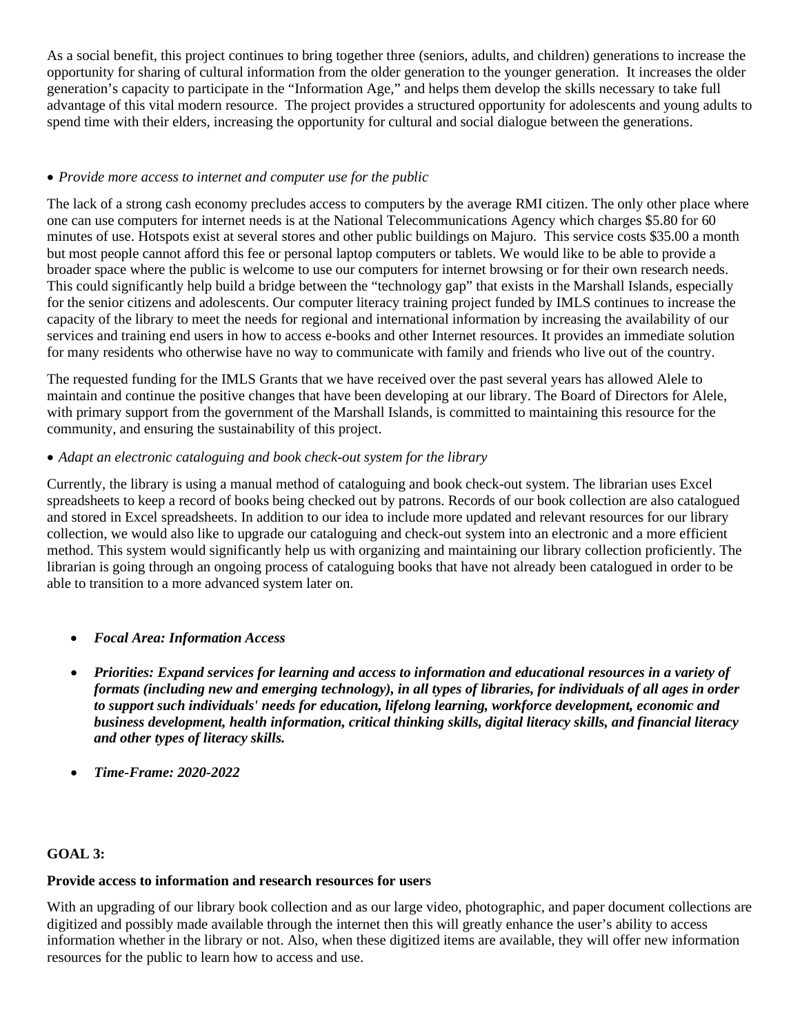As a social benefit, this project continues to bring together three (seniors, adults, and children) generations to increase the opportunity for sharing of cultural information from the older generation to the younger generation. It increases the older generation's capacity to participate in the "Information Age," and helps them develop the skills necessary to take full advantage of this vital modern resource. The project provides a structured opportunity for adolescents and young adults to spend time with their elders, increasing the opportunity for cultural and social dialogue between the generations.

- *Provide more access to internet and computer use for the public*

The lack of a strong cash economy precludes access to computers by the average RMI citizen. The only other place where one can use computers for internet needs is at the National Telecommunications Agency which charges $5.80 for 60 minutes of use. Hotspots exist at several stores and other public buildings on Majuro. This service costs $35.00 a month but most people cannot afford this fee or personal laptop computers or tablets. We would like to be able to provide a broader space where the public is welcome to use our computers for internet browsing or for their own research needs. This could significantly help build a bridge between the "technology gap" that exists in the Marshall Islands, especially for the senior citizens and adolescents. Our computer literacy training project funded by IMLS continues to increase the capacity of the library to meet the needs for regional and international information by increasing the availability of our services and training end users in how to access e-books and other Internet resources. It provides an immediate solution for many residents who otherwise have no way to communicate with family and friends who live out of the country.

The requested funding for the IMLS Grants that we have received over the past several years has allowed Alele to maintain and continue the positive changes that have been developing at our library. The Board of Directors for Alele, with primary support from the government of the Marshall Islands, is committed to maintaining this resource for the community, and ensuring the sustainability of this project.

- *Adapt an electronic cataloguing and book check-out system for the library*

Currently, the library is using a manual method of cataloguing and book check-out system. The librarian uses Excel spreadsheets to keep a record of books being checked out by patrons. Records of our book collection are also catalogued and stored in Excel spreadsheets. In addition to our idea to include more updated and relevant resources for our library collection, we would also like to upgrade our cataloguing and check-out system into an electronic and a more efficient method. This system would significantly help us with organizing and maintaining our library collection proficiently. The librarian is going through an ongoing process of cataloguing books that have not already been catalogued in order to be able to transition to a more advanced system later on.

- ***Focal Area: Information Access***
- ***Priorities: Expand services for learning and access to information and educational resources in a variety of formats (including new and emerging technology), in all types of libraries, for individuals of all ages in order to support such individuals' needs for education, lifelong learning, workforce development, economic and business development, health information, critical thinking skills, digital literacy skills, and financial literacy and other types of literacy skills.***
- ***Time-Frame: 2020-2022***

**GOAL 3:**

**Provide access to information and research resources for users**

With an upgrading of our library book collection and as our large video, photographic, and paper document collections are digitized and possibly made available through the internet then this will greatly enhance the user's ability to access information whether in the library or not. Also, when these digitized items are available, they will offer new information resources for the public to learn how to access and use.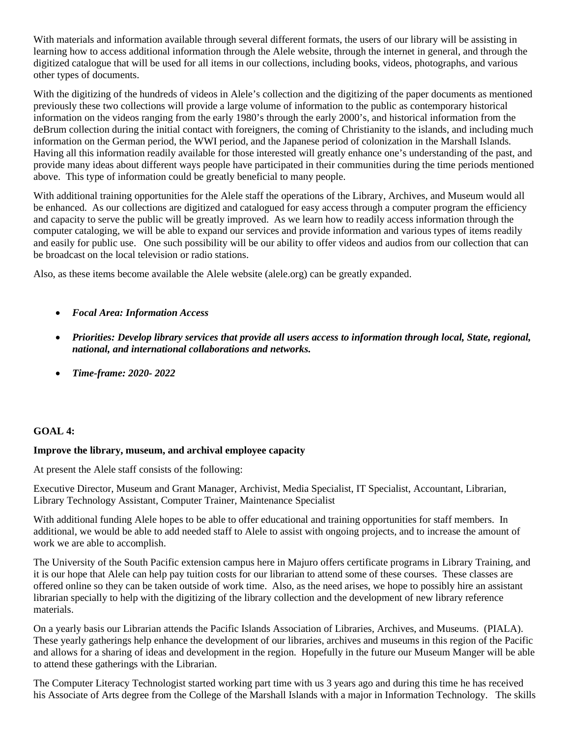With materials and information available through several different formats, the users of our library will be assisting in learning how to access additional information through the Alele website, through the internet in general, and through the digitized catalogue that will be used for all items in our collections, including books, videos, photographs, and various other types of documents.

With the digitizing of the hundreds of videos in Alele's collection and the digitizing of the paper documents as mentioned previously these two collections will provide a large volume of information to the public as contemporary historical information on the videos ranging from the early 1980's through the early 2000's, and historical information from the deBrum collection during the initial contact with foreigners, the coming of Christianity to the islands, and including much information on the German period, the WWI period, and the Japanese period of colonization in the Marshall Islands. Having all this information readily available for those interested will greatly enhance one's understanding of the past, and provide many ideas about different ways people have participated in their communities during the time periods mentioned above. This type of information could be greatly beneficial to many people.

With additional training opportunities for the Alele staff the operations of the Library, Archives, and Museum would all be enhanced. As our collections are digitized and catalogued for easy access through a computer program the efficiency and capacity to serve the public will be greatly improved. As we learn how to readily access information through the computer cataloging, we will be able to expand our services and provide information and various types of items readily and easily for public use. One such possibility will be our ability to offer videos and audios from our collection that can be broadcast on the local television or radio stations.

Also, as these items become available the Alele website (alele.org) can be greatly expanded.

- ***Focal Area: Information Access***
- ***Priorities: Develop library services that provide all users access to information through local, State, regional, national, and international collaborations and networks.***
- ***Time-frame: 2020- 2022***

**GOAL 4:**

**Improve the library, museum, and archival employee capacity**

At present the Alele staff consists of the following:

Executive Director, Museum and Grant Manager, Archivist, Media Specialist, IT Specialist, Accountant, Librarian, Library Technology Assistant, Computer Trainer, Maintenance Specialist

With additional funding Alele hopes to be able to offer educational and training opportunities for staff members. In additional, we would be able to add needed staff to Alele to assist with ongoing projects, and to increase the amount of work we are able to accomplish.

The University of the South Pacific extension campus here in Majuro offers certificate programs in Library Training, and it is our hope that Alele can help pay tuition costs for our librarian to attend some of these courses. These classes are offered online so they can be taken outside of work time. Also, as the need arises, we hope to possibly hire an assistant librarian specially to help with the digitizing of the library collection and the development of new library reference materials.

On a yearly basis our Librarian attends the Pacific Islands Association of Libraries, Archives, and Museums. (PIALA). These yearly gatherings help enhance the development of our libraries, archives and museums in this region of the Pacific and allows for a sharing of ideas and development in the region. Hopefully in the future our Museum Manger will be able to attend these gatherings with the Librarian.

The Computer Literacy Technologist started working part time with us 3 years ago and during this time he has received his Associate of Arts degree from the College of the Marshall Islands with a major in Information Technology. The skills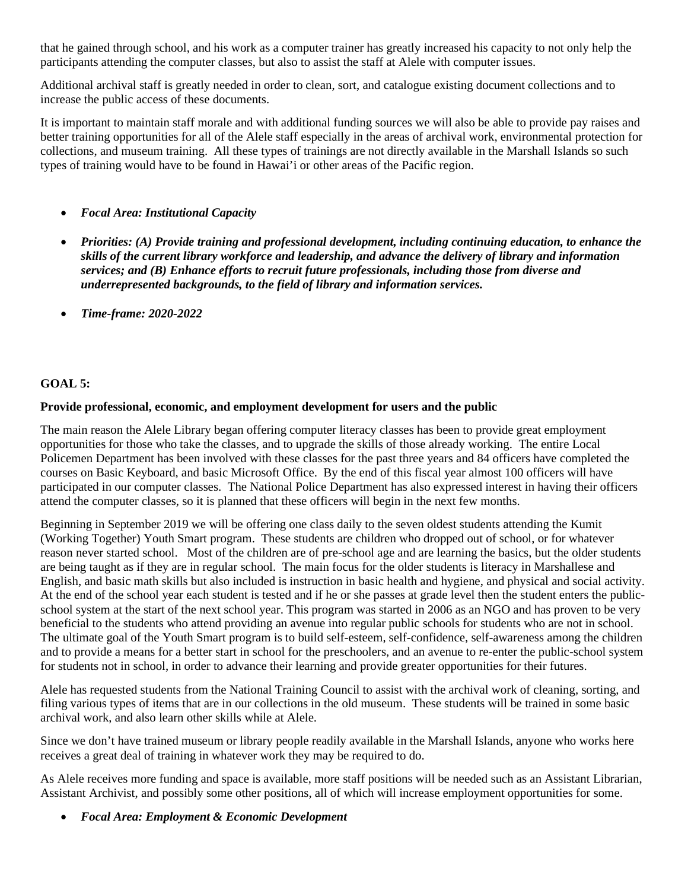that he gained through school, and his work as a computer trainer has greatly increased his capacity to not only help the participants attending the computer classes, but also to assist the staff at Alele with computer issues.

Additional archival staff is greatly needed in order to clean, sort, and catalogue existing document collections and to increase the public access of these documents.

It is important to maintain staff morale and with additional funding sources we will also be able to provide pay raises and better training opportunities for all of the Alele staff especially in the areas of archival work, environmental protection for collections, and museum training. All these types of trainings are not directly available in the Marshall Islands so such types of training would have to be found in Hawai'i or other areas of the Pacific region.

- ***Focal Area: Institutional Capacity***
- ***Priorities: (A) Provide training and professional development, including continuing education, to enhance the skills of the current library workforce and leadership, and advance the delivery of library and information services; and (B) Enhance efforts to recruit future professionals, including those from diverse and underrepresented backgrounds, to the field of library and information services.***
- ***Time-frame: 2020-2022***

**GOAL 5:**

**Provide professional, economic, and employment development for users and the public**

The main reason the Alele Library began offering computer literacy classes has been to provide great employment opportunities for those who take the classes, and to upgrade the skills of those already working. The entire Local Policemen Department has been involved with these classes for the past three years and 84 officers have completed the courses on Basic Keyboard, and basic Microsoft Office. By the end of this fiscal year almost 100 officers will have participated in our computer classes. The National Police Department has also expressed interest in having their officers attend the computer classes, so it is planned that these officers will begin in the next few months.

Beginning in September 2019 we will be offering one class daily to the seven oldest students attending the Kumit (Working Together) Youth Smart program. These students are children who dropped out of school, or for whatever reason never started school. Most of the children are of pre-school age and are learning the basics, but the older students are being taught as if they are in regular school. The main focus for the older students is literacy in Marshallese and English, and basic math skills but also included is instruction in basic health and hygiene, and physical and social activity. At the end of the school year each student is tested and if he or she passes at grade level then the student enters the public-school system at the start of the next school year. This program was started in 2006 as an NGO and has proven to be very beneficial to the students who attend providing an avenue into regular public schools for students who are not in school. The ultimate goal of the Youth Smart program is to build self-esteem, self-confidence, self-awareness among the children and to provide a means for a better start in school for the preschoolers, and an avenue to re-enter the public-school system for students not in school, in order to advance their learning and provide greater opportunities for their futures.

Alele has requested students from the National Training Council to assist with the archival work of cleaning, sorting, and filing various types of items that are in our collections in the old museum. These students will be trained in some basic archival work, and also learn other skills while at Alele.

Since we don't have trained museum or library people readily available in the Marshall Islands, anyone who works here receives a great deal of training in whatever work they may be required to do.

As Alele receives more funding and space is available, more staff positions will be needed such as an Assistant Librarian, Assistant Archivist, and possibly some other positions, all of which will increase employment opportunities for some.

- ***Focal Area: Employment & Economic Development***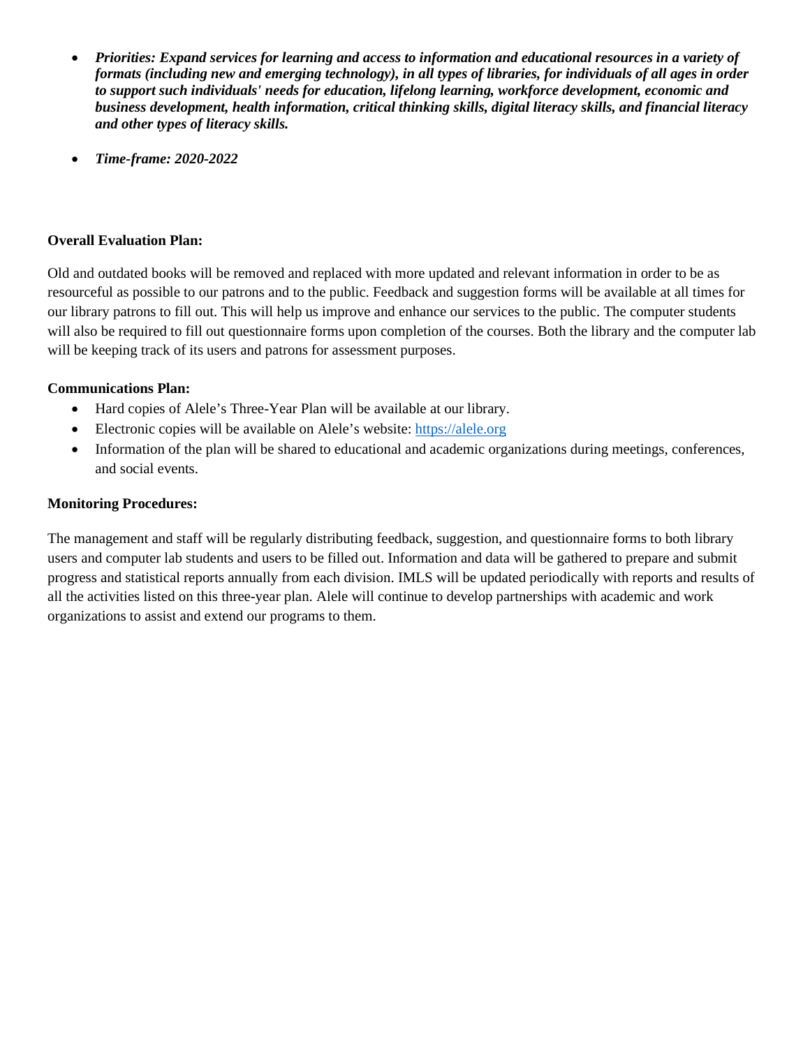- ***Priorities: Expand services for learning and access to information and educational resources in a variety of formats (including new and emerging technology), in all types of libraries, for individuals of all ages in order to support such individuals' needs for education, lifelong learning, workforce development, economic and business development, health information, critical thinking skills, digital literacy skills, and financial literacy and other types of literacy skills.***
- ***Time-frame: 2020-2022***

**Overall Evaluation Plan:**

Old and outdated books will be removed and replaced with more updated and relevant information in order to be as resourceful as possible to our patrons and to the public. Feedback and suggestion forms will be available at all times for our library patrons to fill out. This will help us improve and enhance our services to the public. The computer students will also be required to fill out questionnaire forms upon completion of the courses. Both the library and the computer lab will be keeping track of its users and patrons for assessment purposes.

**Communications Plan:**

- Hard copies of Alele's Three-Year Plan will be available at our library.
- Electronic copies will be available on Alele's website: [https://alele.org](https://alele.org)
- Information of the plan will be shared to educational and academic organizations during meetings, conferences, and social events.

**Monitoring Procedures:**

The management and staff will be regularly distributing feedback, suggestion, and questionnaire forms to both library users and computer lab students and users to be filled out. Information and data will be gathered to prepare and submit progress and statistical reports annually from each division. IMLS will be updated periodically with reports and results of all the activities listed on this three-year plan. Alele will continue to develop partnerships with academic and work organizations to assist and extend our programs to them.